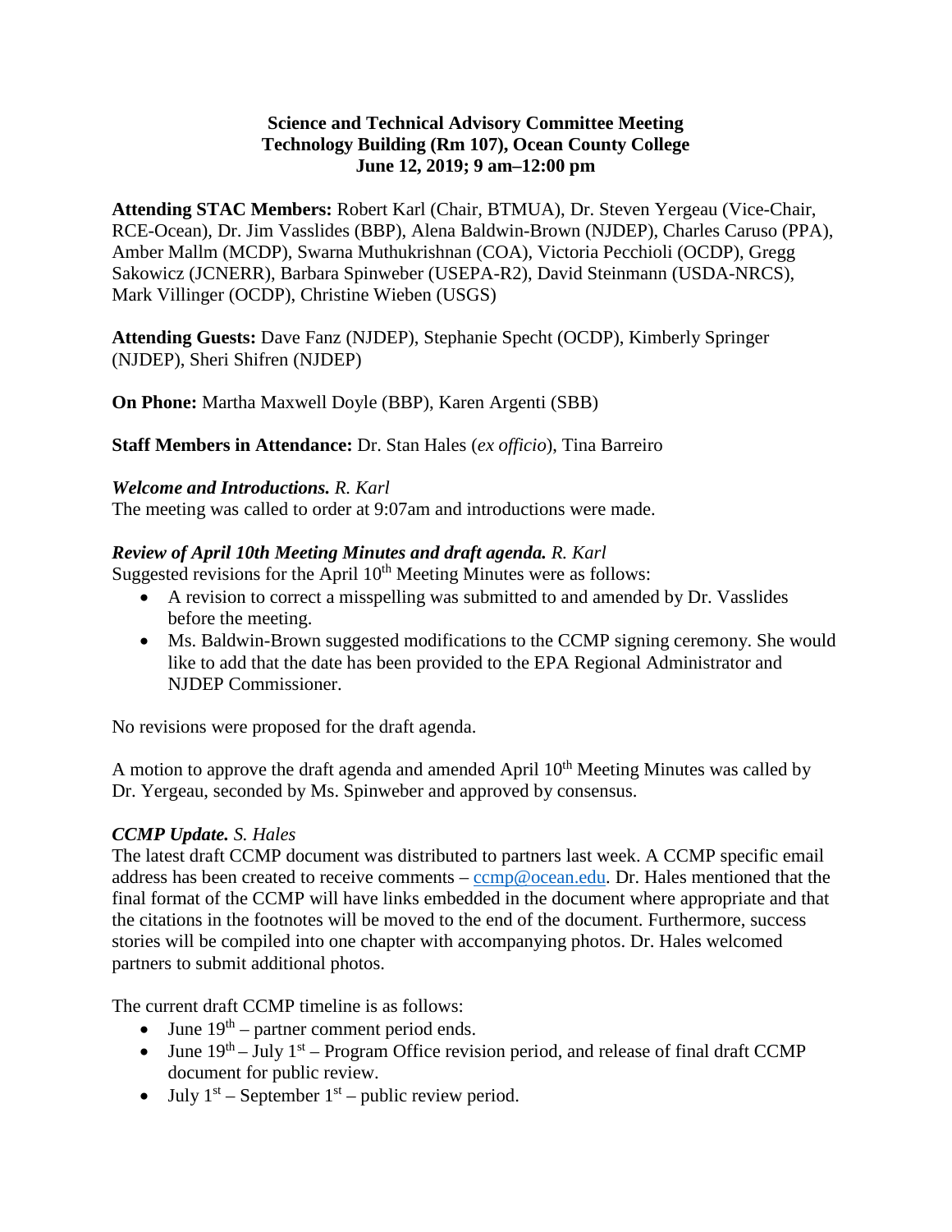**Science and Technical Advisory Committee Meeting**
**Technology Building (Rm 107), Ocean County College**
**June 12, 2019; 9 am–12:00 pm**

**Attending STAC Members:** Robert Karl (Chair, BTMUA), Dr. Steven Yergeau (Vice-Chair, RCE-Ocean), Dr. Jim Vasslides (BBP), Alena Baldwin-Brown (NJDEP), Charles Caruso (PPA), Amber Mallm (MCDP), Swarna Muthukrishnan (COA), Victoria Pecchioli (OCDP), Gregg Sakowicz (JCNERR), Barbara Spinweber (USEPA-R2), David Steinmann (USDA-NRCS), Mark Villinger (OCDP), Christine Wieben (USGS)

**Attending Guests:** Dave Fanz (NJDEP), Stephanie Specht (OCDP), Kimberly Springer (NJDEP), Sheri Shifren (NJDEP)

**On Phone:** Martha Maxwell Doyle (BBP), Karen Argenti (SBB)

**Staff Members in Attendance:** Dr. Stan Hales (*ex officio*), Tina Barreiro

***Welcome and Introductions.*** *R. Karl*
The meeting was called to order at 9:07am and introductions were made.

***Review of April 10th Meeting Minutes and draft agenda.*** *R. Karl*
Suggested revisions for the April 10th Meeting Minutes were as follows:

- A revision to correct a misspelling was submitted to and amended by Dr. Vasslides before the meeting.
- Ms. Baldwin-Brown suggested modifications to the CCMP signing ceremony. She would like to add that the date has been provided to the EPA Regional Administrator and NJDEP Commissioner.

No revisions were proposed for the draft agenda.

A motion to approve the draft agenda and amended April 10th Meeting Minutes was called by Dr. Yergeau, seconded by Ms. Spinweber and approved by consensus.

***CCMP Update.*** *S. Hales*
The latest draft CCMP document was distributed to partners last week. A CCMP specific email address has been created to receive comments – ccmp@ocean.edu. Dr. Hales mentioned that the final format of the CCMP will have links embedded in the document where appropriate and that the citations in the footnotes will be moved to the end of the document. Furthermore, success stories will be compiled into one chapter with accompanying photos. Dr. Hales welcomed partners to submit additional photos.

The current draft CCMP timeline is as follows:

- June 19th – partner comment period ends.
- June 19th – July 1st – Program Office revision period, and release of final draft CCMP document for public review.
- July 1st – September 1st – public review period.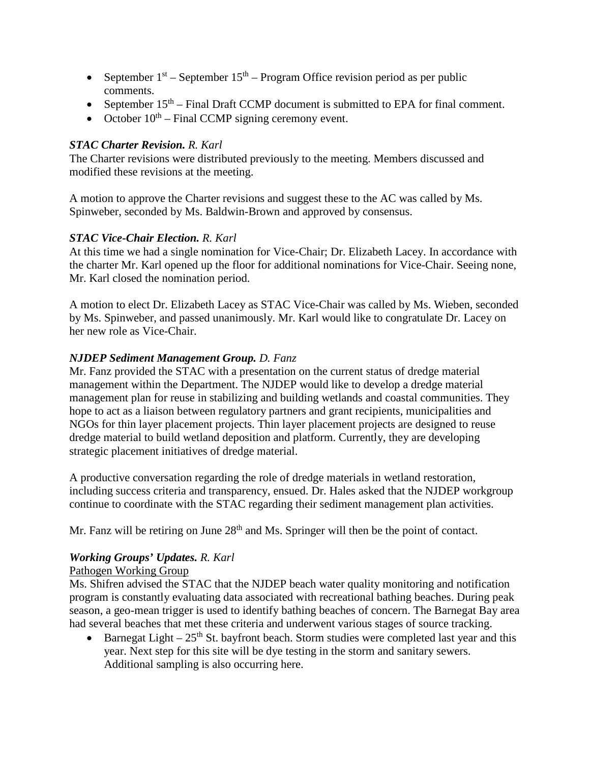- September 1st – September 15th – Program Office revision period as per public comments.
- September 15th – Final Draft CCMP document is submitted to EPA for final comment.
- October 10th – Final CCMP signing ceremony event.

***STAC Charter Revision.*** *R. Karl*

The Charter revisions were distributed previously to the meeting. Members discussed and modified these revisions at the meeting.

A motion to approve the Charter revisions and suggest these to the AC was called by Ms. Spinweber, seconded by Ms. Baldwin-Brown and approved by consensus.

***STAC Vice-Chair Election.*** *R. Karl*

At this time we had a single nomination for Vice-Chair; Dr. Elizabeth Lacey. In accordance with the charter Mr. Karl opened up the floor for additional nominations for Vice-Chair. Seeing none, Mr. Karl closed the nomination period.

A motion to elect Dr. Elizabeth Lacey as STAC Vice-Chair was called by Ms. Wieben, seconded by Ms. Spinweber, and passed unanimously. Mr. Karl would like to congratulate Dr. Lacey on her new role as Vice-Chair.

***NJDEP Sediment Management Group.*** *D. Fanz*

Mr. Fanz provided the STAC with a presentation on the current status of dredge material management within the Department. The NJDEP would like to develop a dredge material management plan for reuse in stabilizing and building wetlands and coastal communities. They hope to act as a liaison between regulatory partners and grant recipients, municipalities and NGOs for thin layer placement projects. Thin layer placement projects are designed to reuse dredge material to build wetland deposition and platform. Currently, they are developing strategic placement initiatives of dredge material.

A productive conversation regarding the role of dredge materials in wetland restoration, including success criteria and transparency, ensued. Dr. Hales asked that the NJDEP workgroup continue to coordinate with the STAC regarding their sediment management plan activities.

Mr. Fanz will be retiring on June 28th and Ms. Springer will then be the point of contact.

***Working Groups' Updates.*** *R. Karl*

Pathogen Working Group

Ms. Shifren advised the STAC that the NJDEP beach water quality monitoring and notification program is constantly evaluating data associated with recreational bathing beaches. During peak season, a geo-mean trigger is used to identify bathing beaches of concern. The Barnegat Bay area had several beaches that met these criteria and underwent various stages of source tracking.

- Barnegat Light – 25th St. bayfront beach. Storm studies were completed last year and this year. Next step for this site will be dye testing in the storm and sanitary sewers. Additional sampling is also occurring here.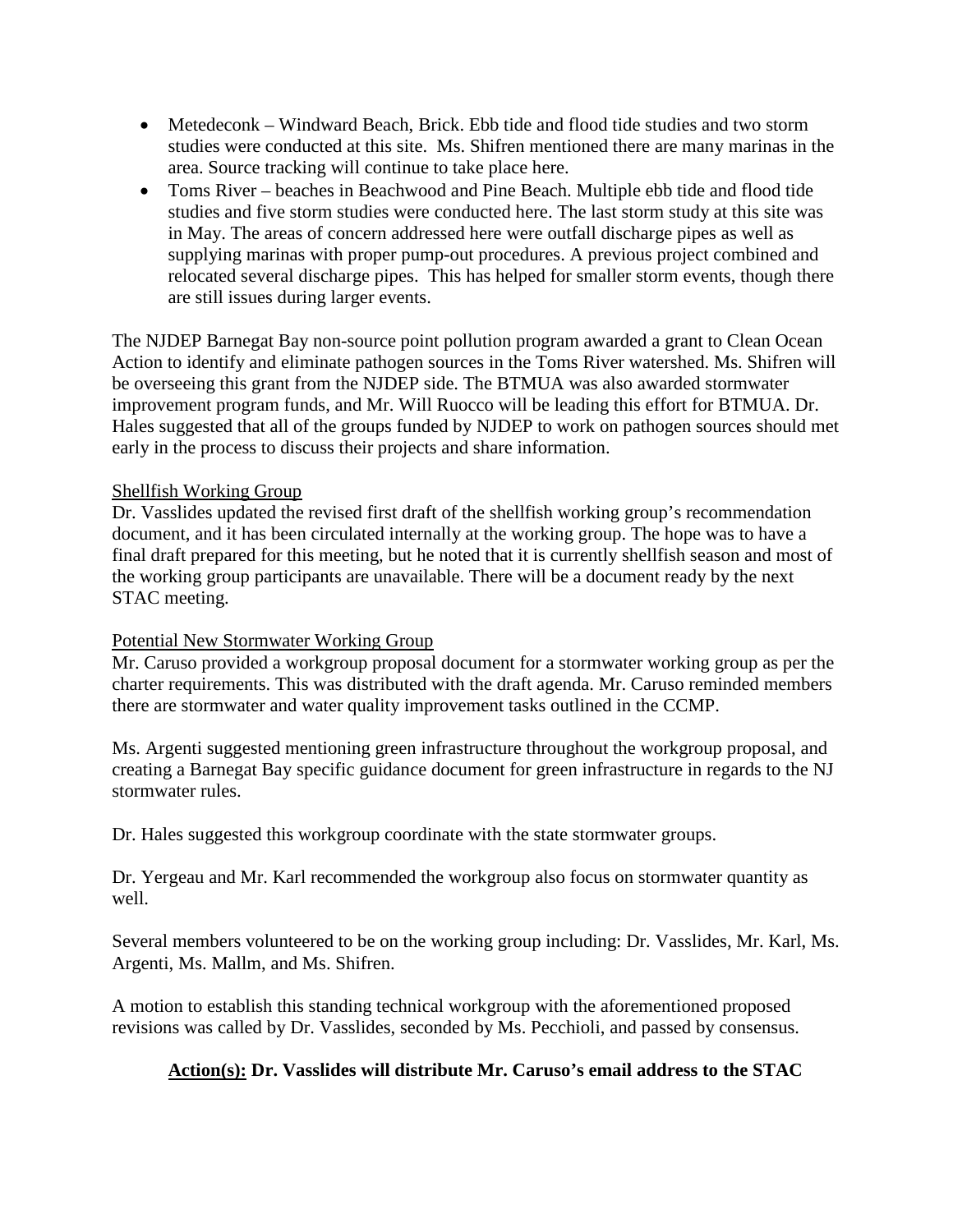- Metedeconk – Windward Beach, Brick. Ebb tide and flood tide studies and two storm studies were conducted at this site. Ms. Shifren mentioned there are many marinas in the area. Source tracking will continue to take place here.
- Toms River – beaches in Beachwood and Pine Beach. Multiple ebb tide and flood tide studies and five storm studies were conducted here. The last storm study at this site was in May. The areas of concern addressed here were outfall discharge pipes as well as supplying marinas with proper pump-out procedures. A previous project combined and relocated several discharge pipes. This has helped for smaller storm events, though there are still issues during larger events.

The NJDEP Barnegat Bay non-source point pollution program awarded a grant to Clean Ocean Action to identify and eliminate pathogen sources in the Toms River watershed. Ms. Shifren will be overseeing this grant from the NJDEP side. The BTMUA was also awarded stormwater improvement program funds, and Mr. Will Ruocco will be leading this effort for BTMUA. Dr. Hales suggested that all of the groups funded by NJDEP to work on pathogen sources should met early in the process to discuss their projects and share information.

Shellfish Working Group

Dr. Vasslides updated the revised first draft of the shellfish working group's recommendation document, and it has been circulated internally at the working group. The hope was to have a final draft prepared for this meeting, but he noted that it is currently shellfish season and most of the working group participants are unavailable. There will be a document ready by the next STAC meeting.

Potential New Stormwater Working Group

Mr. Caruso provided a workgroup proposal document for a stormwater working group as per the charter requirements. This was distributed with the draft agenda. Mr. Caruso reminded members there are stormwater and water quality improvement tasks outlined in the CCMP.

Ms. Argenti suggested mentioning green infrastructure throughout the workgroup proposal, and creating a Barnegat Bay specific guidance document for green infrastructure in regards to the NJ stormwater rules.

Dr. Hales suggested this workgroup coordinate with the state stormwater groups.

Dr. Yergeau and Mr. Karl recommended the workgroup also focus on stormwater quantity as well.

Several members volunteered to be on the working group including: Dr. Vasslides, Mr. Karl, Ms. Argenti, Ms. Mallm, and Ms. Shifren.

A motion to establish this standing technical workgroup with the aforementioned proposed revisions was called by Dr. Vasslides, seconded by Ms. Pecchioli, and passed by consensus.

**Action(s): Dr. Vasslides will distribute Mr. Caruso's email address to the STAC**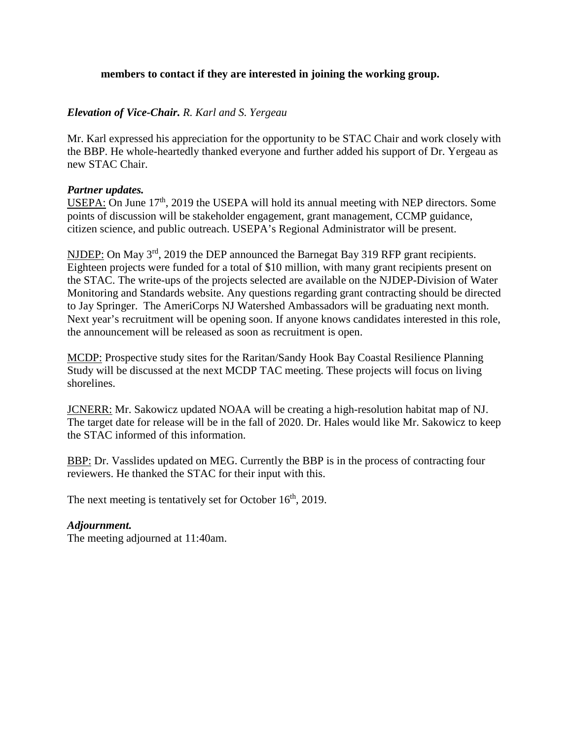**members to contact if they are interested in joining the working group.**

***Elevation of Vice-Chair.*** *R. Karl and S. Yergeau*

Mr. Karl expressed his appreciation for the opportunity to be STAC Chair and work closely with the BBP. He whole-heartedly thanked everyone and further added his support of Dr. Yergeau as new STAC Chair.

***Partner updates.***

<u>USEPA:</u> On June 17th, 2019 the USEPA will hold its annual meeting with NEP directors. Some points of discussion will be stakeholder engagement, grant management, CCMP guidance, citizen science, and public outreach. USEPA's Regional Administrator will be present.

<u>NJDEP:</u> On May 3rd, 2019 the DEP announced the Barnegat Bay 319 RFP grant recipients. Eighteen projects were funded for a total of $10 million, with many grant recipients present on the STAC. The write-ups of the projects selected are available on the NJDEP-Division of Water Monitoring and Standards website. Any questions regarding grant contracting should be directed to Jay Springer. The AmeriCorps NJ Watershed Ambassadors will be graduating next month. Next year's recruitment will be opening soon. If anyone knows candidates interested in this role, the announcement will be released as soon as recruitment is open.

<u>MCDP:</u> Prospective study sites for the Raritan/Sandy Hook Bay Coastal Resilience Planning Study will be discussed at the next MCDP TAC meeting. These projects will focus on living shorelines.

<u>JCNERR:</u> Mr. Sakowicz updated NOAA will be creating a high-resolution habitat map of NJ. The target date for release will be in the fall of 2020. Dr. Hales would like Mr. Sakowicz to keep the STAC informed of this information.

<u>BBP:</u> Dr. Vasslides updated on MEG. Currently the BBP is in the process of contracting four reviewers. He thanked the STAC for their input with this.

The next meeting is tentatively set for October 16th, 2019.

***Adjournment.***

The meeting adjourned at 11:40am.